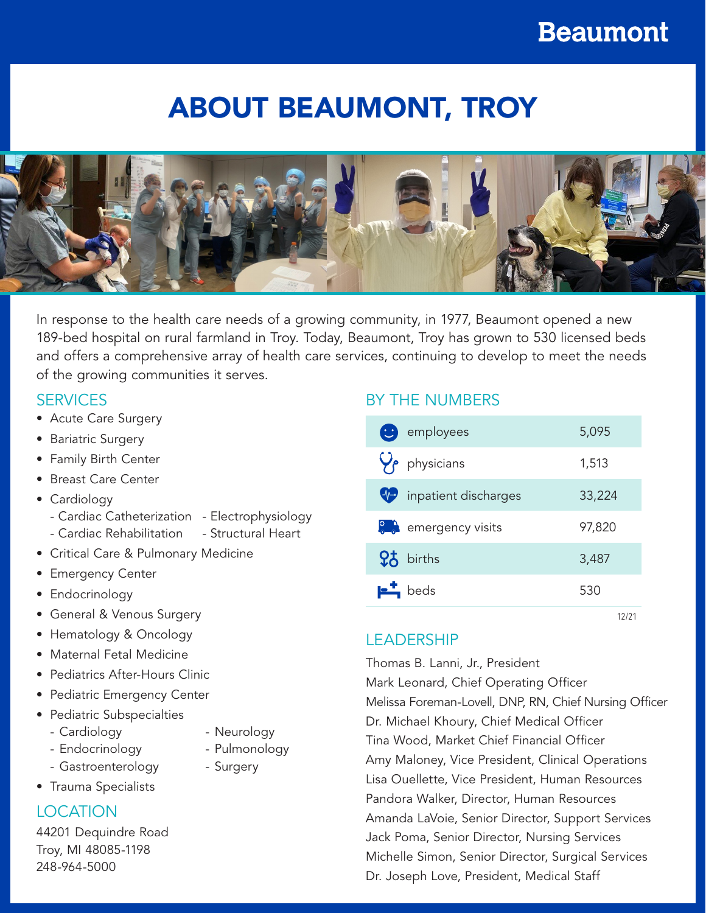Beaumont

# ABOUT BEAUMONT, TROY

In response to the health care needs of a growing community, in 1977, Beaumont opened a new 189-bed hospital on rural farmland in Troy. Today, Beaumont, Troy has grown to 530 licensed beds and offers a comprehensive array of health care services, continuing to develop to meet the needs of the growing communities it serves.

## SERVICES

- Acute Care Surgery
- Bariatric Surgery
- Family Birth Center
- Breast Care Center
- Cardiology
  - Cardiac Catheterization
  - Cardiac Rehabilitation
  - Electrophysiology
  - Structural Heart
- Critical Care & Pulmonary Medicine
- Emergency Center
- Endocrinology
- General & Venous Surgery
- Hematology & Oncology
- Maternal Fetal Medicine
- Pediatrics After-Hours Clinic
- Pediatric Emergency Center
- Pediatric Subspecialties
  - Cardiology
  - Endocrinology
  - Gastroenterology
  - Neurology
  - Pulmonology
  - Surgery
- Trauma Specialists

## LOCATION

44201 Dequindre Road
Troy, MI 48085-1198
248-964-5000

## BY THE NUMBERS

| | |
|---|---|
| employees | 5,095 |
| physicians | 1,513 |
| inpatient discharges | 33,224 |
| emergency visits | 97,820 |
| births | 3,487 |
| beds | 530 |

12/21

## LEADERSHIP

Thomas B. Lanni, Jr., President
Mark Leonard, Chief Operating Officer
Melissa Foreman-Lovell, DNP, RN, Chief Nursing Officer
Dr. Michael Khoury, Chief Medical Officer
Tina Wood, Market Chief Financial Officer
Amy Maloney, Vice President, Clinical Operations
Lisa Ouellette, Vice President, Human Resources
Pandora Walker, Director, Human Resources
Amanda LaVoie, Senior Director, Support Services
Jack Poma, Senior Director, Nursing Services
Michelle Simon, Senior Director, Surgical Services
Dr. Joseph Love, President, Medical Staff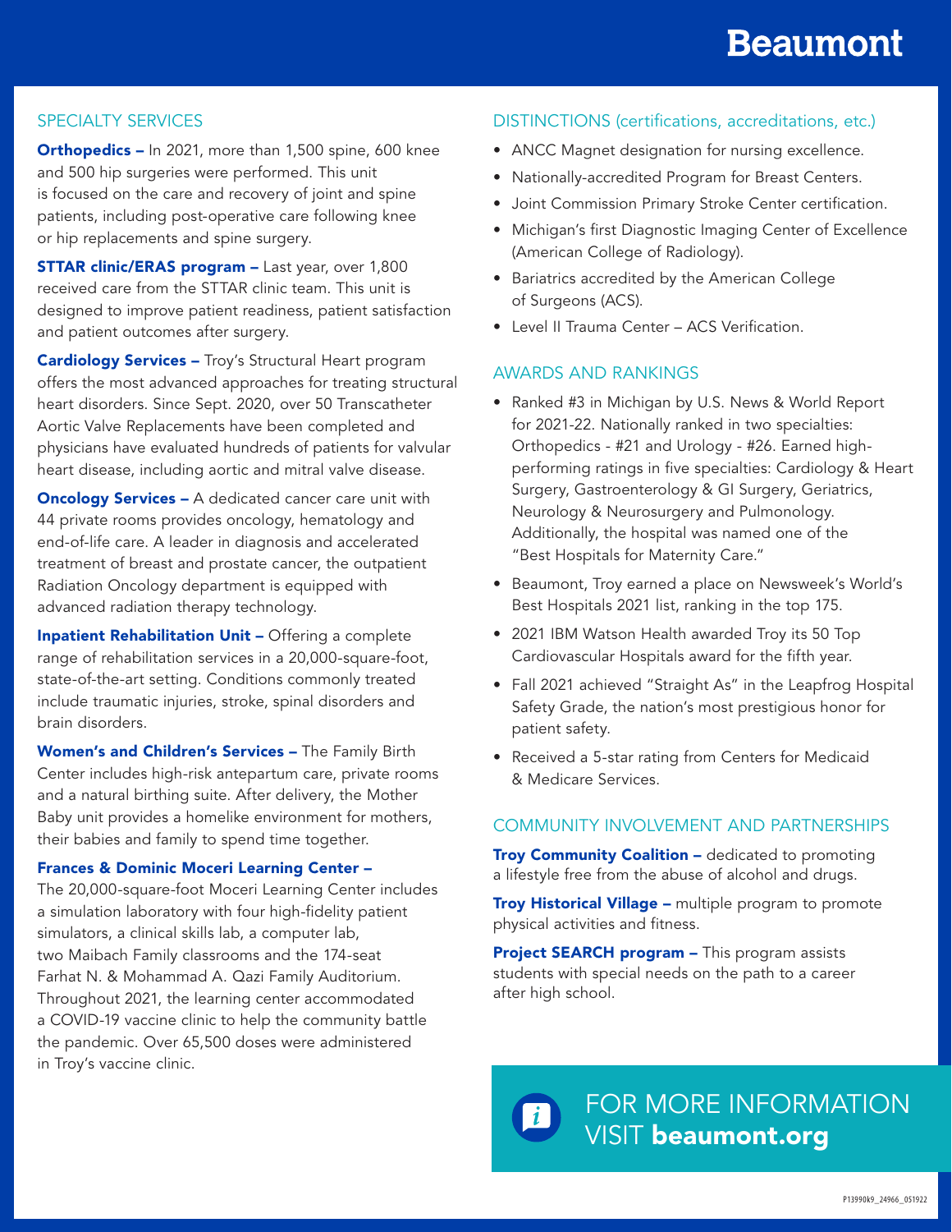# Beaumont

## SPECIALTY SERVICES

**Orthopedics –** In 2021, more than 1,500 spine, 600 knee and 500 hip surgeries were performed. This unit is focused on the care and recovery of joint and spine patients, including post-operative care following knee or hip replacements and spine surgery.

**STTAR clinic/ERAS program –** Last year, over 1,800 received care from the STTAR clinic team. This unit is designed to improve patient readiness, patient satisfaction and patient outcomes after surgery.

**Cardiology Services –** Troy's Structural Heart program offers the most advanced approaches for treating structural heart disorders. Since Sept. 2020, over 50 Transcatheter Aortic Valve Replacements have been completed and physicians have evaluated hundreds of patients for valvular heart disease, including aortic and mitral valve disease.

**Oncology Services –** A dedicated cancer care unit with 44 private rooms provides oncology, hematology and end-of-life care. A leader in diagnosis and accelerated treatment of breast and prostate cancer, the outpatient Radiation Oncology department is equipped with advanced radiation therapy technology.

**Inpatient Rehabilitation Unit –** Offering a complete range of rehabilitation services in a 20,000-square-foot, state-of-the-art setting. Conditions commonly treated include traumatic injuries, stroke, spinal disorders and brain disorders.

**Women's and Children's Services –** The Family Birth Center includes high-risk antepartum care, private rooms and a natural birthing suite. After delivery, the Mother Baby unit provides a homelike environment for mothers, their babies and family to spend time together.

**Frances & Dominic Moceri Learning Center –** The 20,000-square-foot Moceri Learning Center includes a simulation laboratory with four high-fidelity patient simulators, a clinical skills lab, a computer lab, two Maibach Family classrooms and the 174-seat Farhat N. & Mohammad A. Qazi Family Auditorium. Throughout 2021, the learning center accommodated a COVID-19 vaccine clinic to help the community battle the pandemic. Over 65,500 doses were administered in Troy's vaccine clinic.

## DISTINCTIONS (certifications, accreditations, etc.)

- ANCC Magnet designation for nursing excellence.
- Nationally-accredited Program for Breast Centers.
- Joint Commission Primary Stroke Center certification.
- Michigan's first Diagnostic Imaging Center of Excellence (American College of Radiology).
- Bariatrics accredited by the American College of Surgeons (ACS).
- Level II Trauma Center – ACS Verification.

## AWARDS AND RANKINGS

- Ranked #3 in Michigan by U.S. News & World Report for 2021-22. Nationally ranked in two specialties: Orthopedics - #21 and Urology - #26. Earned high-performing ratings in five specialties: Cardiology & Heart Surgery, Gastroenterology & GI Surgery, Geriatrics, Neurology & Neurosurgery and Pulmonology. Additionally, the hospital was named one of the "Best Hospitals for Maternity Care."
- Beaumont, Troy earned a place on Newsweek's World's Best Hospitals 2021 list, ranking in the top 175.
- 2021 IBM Watson Health awarded Troy its 50 Top Cardiovascular Hospitals award for the fifth year.
- Fall 2021 achieved "Straight As" in the Leapfrog Hospital Safety Grade, the nation's most prestigious honor for patient safety.
- Received a 5-star rating from Centers for Medicaid & Medicare Services.

## COMMUNITY INVOLVEMENT AND PARTNERSHIPS

**Troy Community Coalition –** dedicated to promoting a lifestyle free from the abuse of alcohol and drugs.

**Troy Historical Village –** multiple program to promote physical activities and fitness.

**Project SEARCH program –** This program assists students with special needs on the path to a career after high school.

FOR MORE INFORMATION VISIT **beaumont.org**

P13990k9_24966_051922